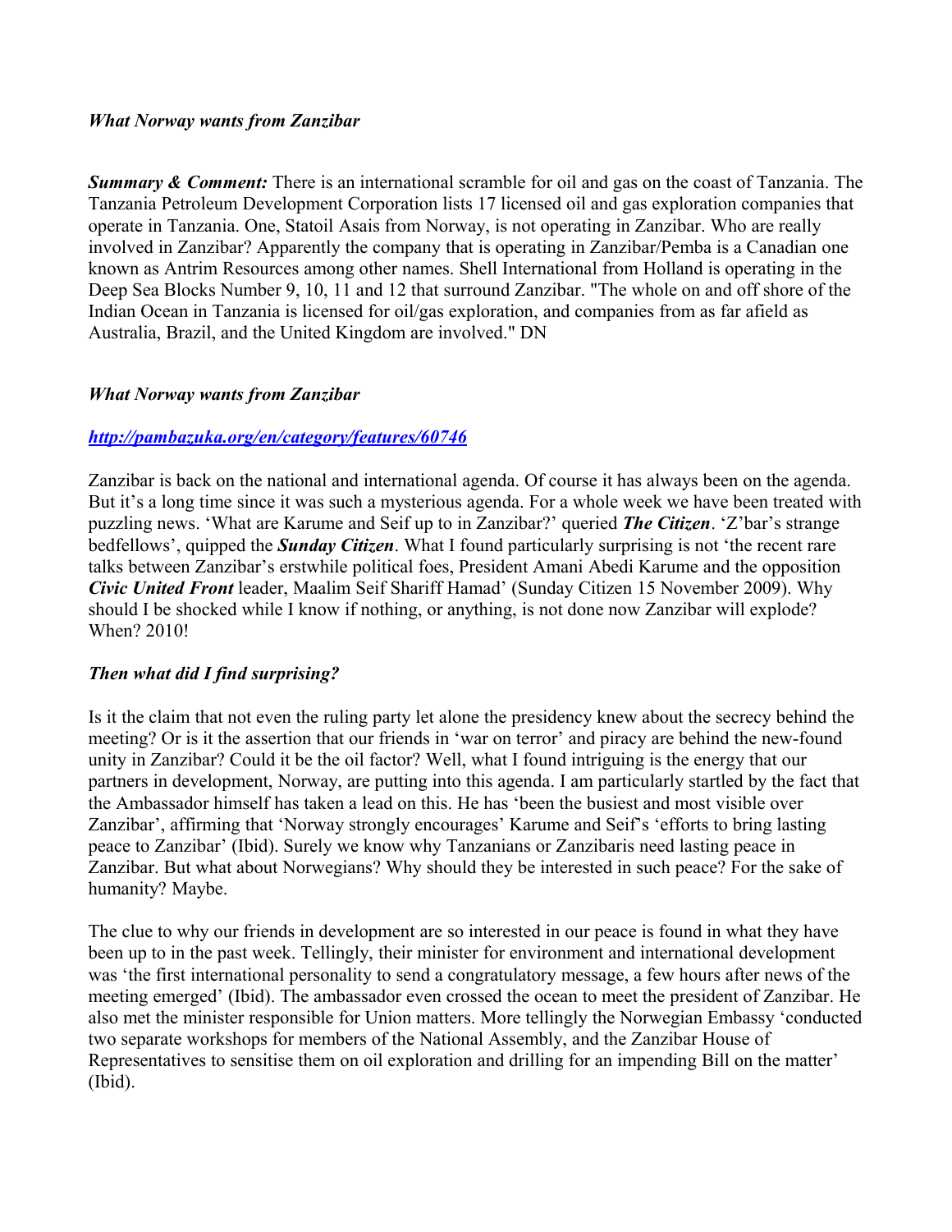***What Norway wants from Zanzibar***

***Summary & Comment:*** There is an international scramble for oil and gas on the coast of Tanzania. The Tanzania Petroleum Development Corporation lists 17 licensed oil and gas exploration companies that operate in Tanzania. One, Statoil Asais from Norway, is not operating in Zanzibar. Who are really involved in Zanzibar? Apparently the company that is operating in Zanzibar/Pemba is a Canadian one known as Antrim Resources among other names. Shell International from Holland is operating in the Deep Sea Blocks Number 9, 10, 11 and 12 that surround Zanzibar. "The whole on and off shore of the Indian Ocean in Tanzania is licensed for oil/gas exploration, and companies from as far afield as Australia, Brazil, and the United Kingdom are involved." DN

***What Norway wants from Zanzibar***

***[http://pambazuka.org/en/category/features/60746](http://pambazuka.org/en/category/features/60746)***

Zanzibar is back on the national and international agenda. Of course it has always been on the agenda. But it's a long time since it was such a mysterious agenda. For a whole week we have been treated with puzzling news. 'What are Karume and Seif up to in Zanzibar?' queried ***The Citizen***. 'Z'bar's strange bedfellows', quipped the ***Sunday Citizen***. What I found particularly surprising is not 'the recent rare talks between Zanzibar's erstwhile political foes, President Amani Abedi Karume and the opposition ***Civic United Front*** leader, Maalim Seif Shariff Hamad' (Sunday Citizen 15 November 2009). Why should I be shocked while I know if nothing, or anything, is not done now Zanzibar will explode? When? 2010!

***Then what did I find surprising?***

Is it the claim that not even the ruling party let alone the presidency knew about the secrecy behind the meeting? Or is it the assertion that our friends in 'war on terror' and piracy are behind the new-found unity in Zanzibar? Could it be the oil factor? Well, what I found intriguing is the energy that our partners in development, Norway, are putting into this agenda. I am particularly startled by the fact that the Ambassador himself has taken a lead on this. He has 'been the busiest and most visible over Zanzibar', affirming that 'Norway strongly encourages' Karume and Seif's 'efforts to bring lasting peace to Zanzibar' (Ibid). Surely we know why Tanzanians or Zanzibaris need lasting peace in Zanzibar. But what about Norwegians? Why should they be interested in such peace? For the sake of humanity? Maybe.

The clue to why our friends in development are so interested in our peace is found in what they have been up to in the past week. Tellingly, their minister for environment and international development was 'the first international personality to send a congratulatory message, a few hours after news of the meeting emerged' (Ibid). The ambassador even crossed the ocean to meet the president of Zanzibar. He also met the minister responsible for Union matters. More tellingly the Norwegian Embassy 'conducted two separate workshops for members of the National Assembly, and the Zanzibar House of Representatives to sensitise them on oil exploration and drilling for an impending Bill on the matter' (Ibid).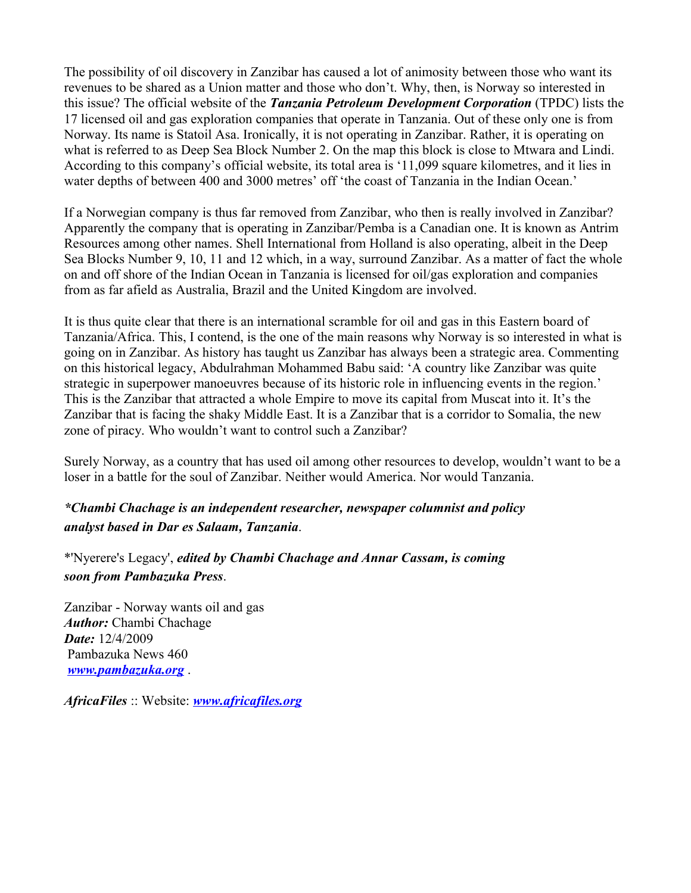The possibility of oil discovery in Zanzibar has caused a lot of animosity between those who want its revenues to be shared as a Union matter and those who don't. Why, then, is Norway so interested in this issue? The official website of the ***Tanzania Petroleum Development Corporation*** (TPDC) lists the 17 licensed oil and gas exploration companies that operate in Tanzania. Out of these only one is from Norway. Its name is Statoil Asa. Ironically, it is not operating in Zanzibar. Rather, it is operating on what is referred to as Deep Sea Block Number 2. On the map this block is close to Mtwara and Lindi. According to this company's official website, its total area is '11,099 square kilometres, and it lies in water depths of between 400 and 3000 metres' off 'the coast of Tanzania in the Indian Ocean.'

If a Norwegian company is thus far removed from Zanzibar, who then is really involved in Zanzibar? Apparently the company that is operating in Zanzibar/Pemba is a Canadian one. It is known as Antrim Resources among other names. Shell International from Holland is also operating, albeit in the Deep Sea Blocks Number 9, 10, 11 and 12 which, in a way, surround Zanzibar. As a matter of fact the whole on and off shore of the Indian Ocean in Tanzania is licensed for oil/gas exploration and companies from as far afield as Australia, Brazil and the United Kingdom are involved.

It is thus quite clear that there is an international scramble for oil and gas in this Eastern board of Tanzania/Africa. This, I contend, is the one of the main reasons why Norway is so interested in what is going on in Zanzibar. As history has taught us Zanzibar has always been a strategic area. Commenting on this historical legacy, Abdulrahman Mohammed Babu said: 'A country like Zanzibar was quite strategic in superpower manoeuvres because of its historic role in influencing events in the region.' This is the Zanzibar that attracted a whole Empire to move its capital from Muscat into it. It's the Zanzibar that is facing the shaky Middle East. It is a Zanzibar that is a corridor to Somalia, the new zone of piracy. Who wouldn't want to control such a Zanzibar?

Surely Norway, as a country that has used oil among other resources to develop, wouldn't want to be a loser in a battle for the soul of Zanzibar. Neither would America. Nor would Tanzania.

***\*Chambi Chachage is an independent researcher, newspaper columnist and policy analyst based in Dar es Salaam, Tanzania***.

*'Nyerere's Legacy', ***edited by Chambi Chachage and Annar Cassam, is coming soon from Pambazuka Press***.

Zanzibar - Norway wants oil and gas
***Author:*** Chambi Chachage
***Date:*** 12/4/2009
Pambazuka News 460
***www.pambazuka.org*** .

***AfricaFiles*** :: Website: ***www.africafiles.org***